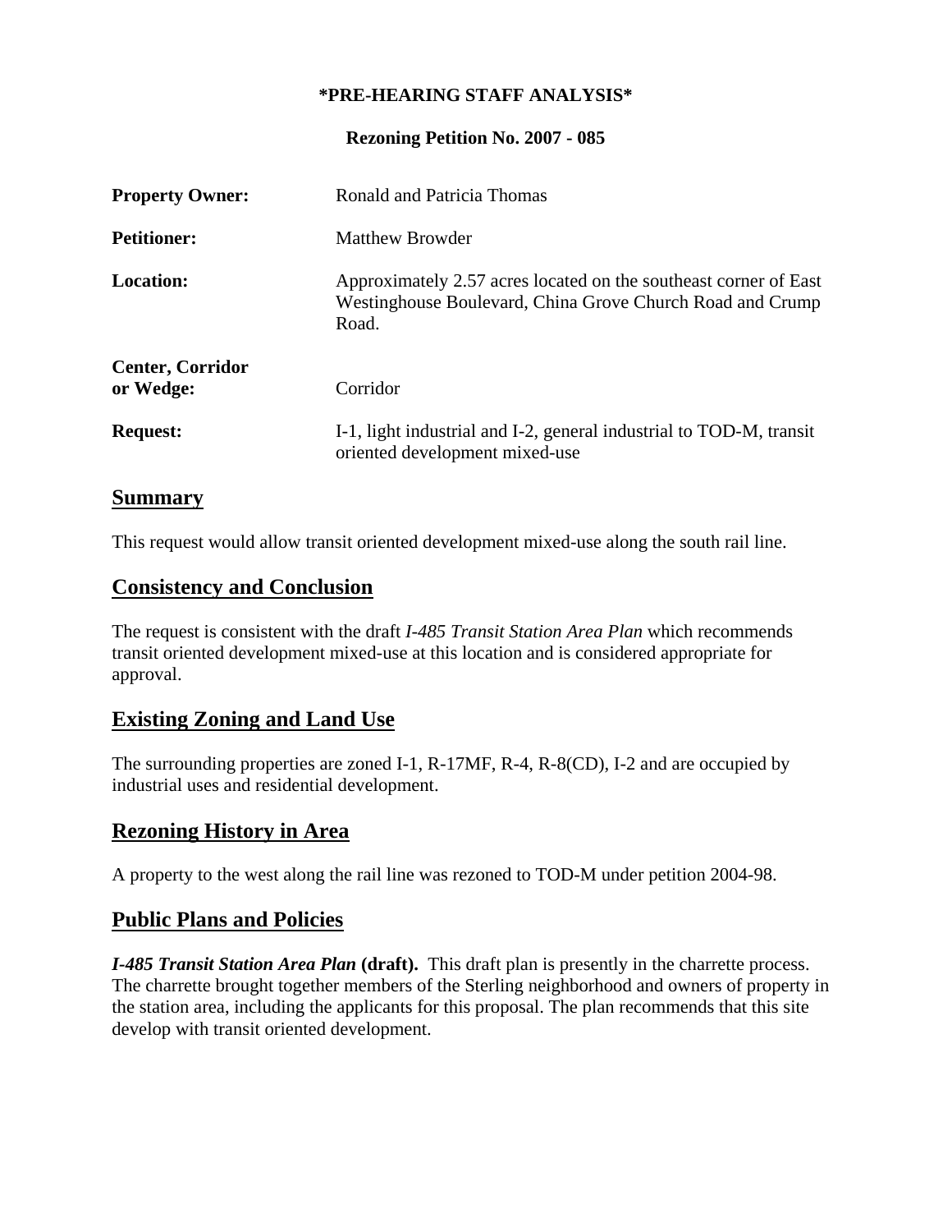**\*PRE-HEARING STAFF ANALYSIS\***

**Rezoning Petition No. 2007 - 085**

| | |
|---|---|
| **Property Owner:** | Ronald and Patricia Thomas |
| **Petitioner:** | Matthew Browder |
| **Location:** | Approximately 2.57 acres located on the southeast corner of East Westinghouse Boulevard, China Grove Church Road and Crump Road. |
| **Center, Corridor or Wedge:** | Corridor |
| **Request:** | I-1, light industrial and I-2, general industrial to TOD-M, transit oriented development mixed-use |

## Summary

This request would allow transit oriented development mixed-use along the south rail line.

## Consistency and Conclusion

The request is consistent with the draft *I-485 Transit Station Area Plan* which recommends transit oriented development mixed-use at this location and is considered appropriate for approval.

## Existing Zoning and Land Use

The surrounding properties are zoned I-1, R-17MF, R-4, R-8(CD), I-2 and are occupied by industrial uses and residential development.

## Rezoning History in Area

A property to the west along the rail line was rezoned to TOD-M under petition 2004-98.

## Public Plans and Policies

***I-485 Transit Station Area Plan*** **(draft).** This draft plan is presently in the charrette process. The charrette brought together members of the Sterling neighborhood and owners of property in the station area, including the applicants for this proposal. The plan recommends that this site develop with transit oriented development.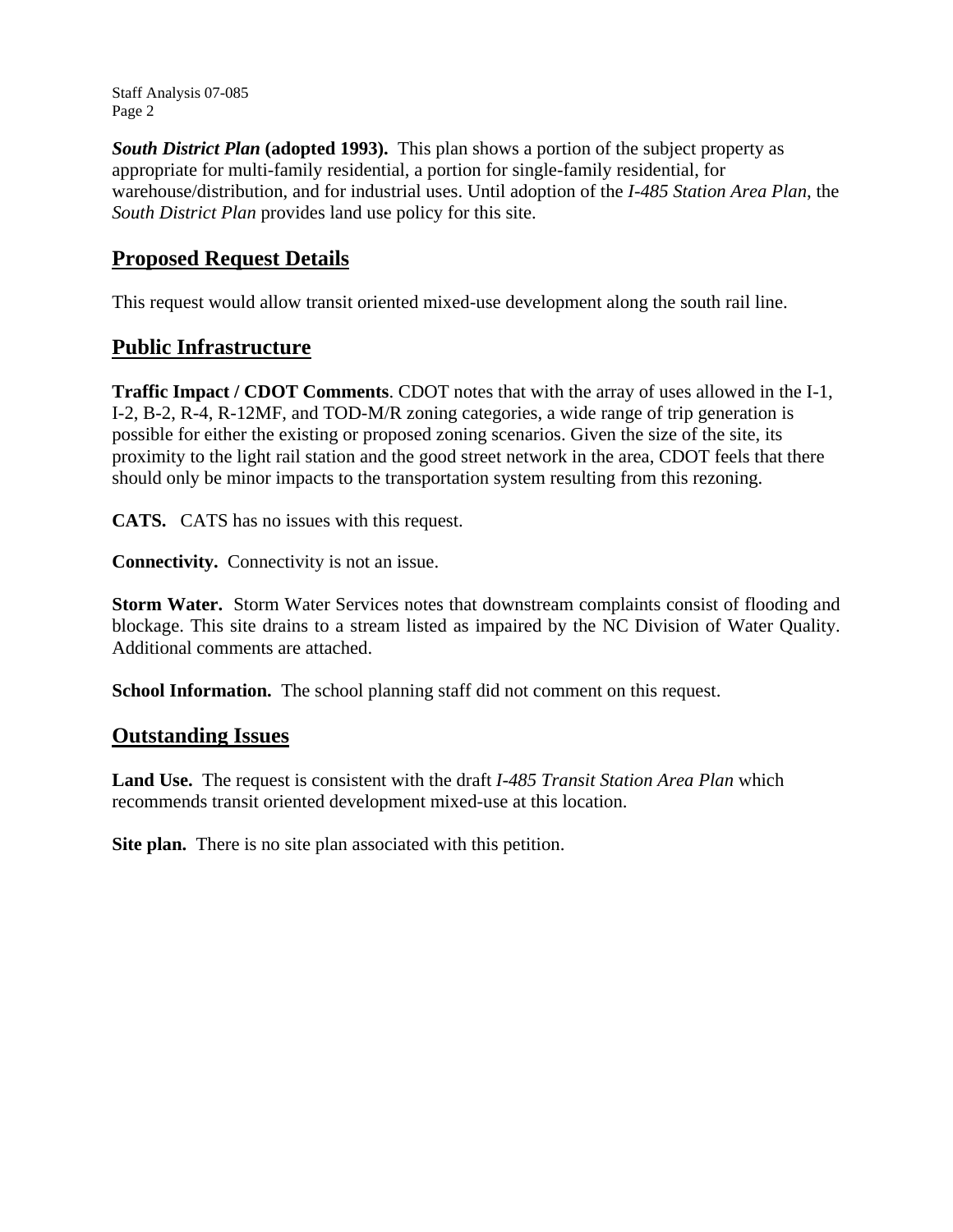***South District Plan* (adopted 1993).** This plan shows a portion of the subject property as appropriate for multi-family residential, a portion for single-family residential, for warehouse/distribution, and for industrial uses. Until adoption of the *I-485 Station Area Plan*, the *South District Plan* provides land use policy for this site.

## Proposed Request Details

This request would allow transit oriented mixed-use development along the south rail line.

## Public Infrastructure

**Traffic Impact / CDOT Comments**. CDOT notes that with the array of uses allowed in the I-1, I-2, B-2, R-4, R-12MF, and TOD-M/R zoning categories, a wide range of trip generation is possible for either the existing or proposed zoning scenarios. Given the size of the site, its proximity to the light rail station and the good street network in the area, CDOT feels that there should only be minor impacts to the transportation system resulting from this rezoning.

**CATS.** CATS has no issues with this request.

**Connectivity.** Connectivity is not an issue.

**Storm Water.** Storm Water Services notes that downstream complaints consist of flooding and blockage. This site drains to a stream listed as impaired by the NC Division of Water Quality. Additional comments are attached.

**School Information.** The school planning staff did not comment on this request.

## Outstanding Issues

**Land Use.** The request is consistent with the draft *I-485 Transit Station Area Plan* which recommends transit oriented development mixed-use at this location.

**Site plan.** There is no site plan associated with this petition.